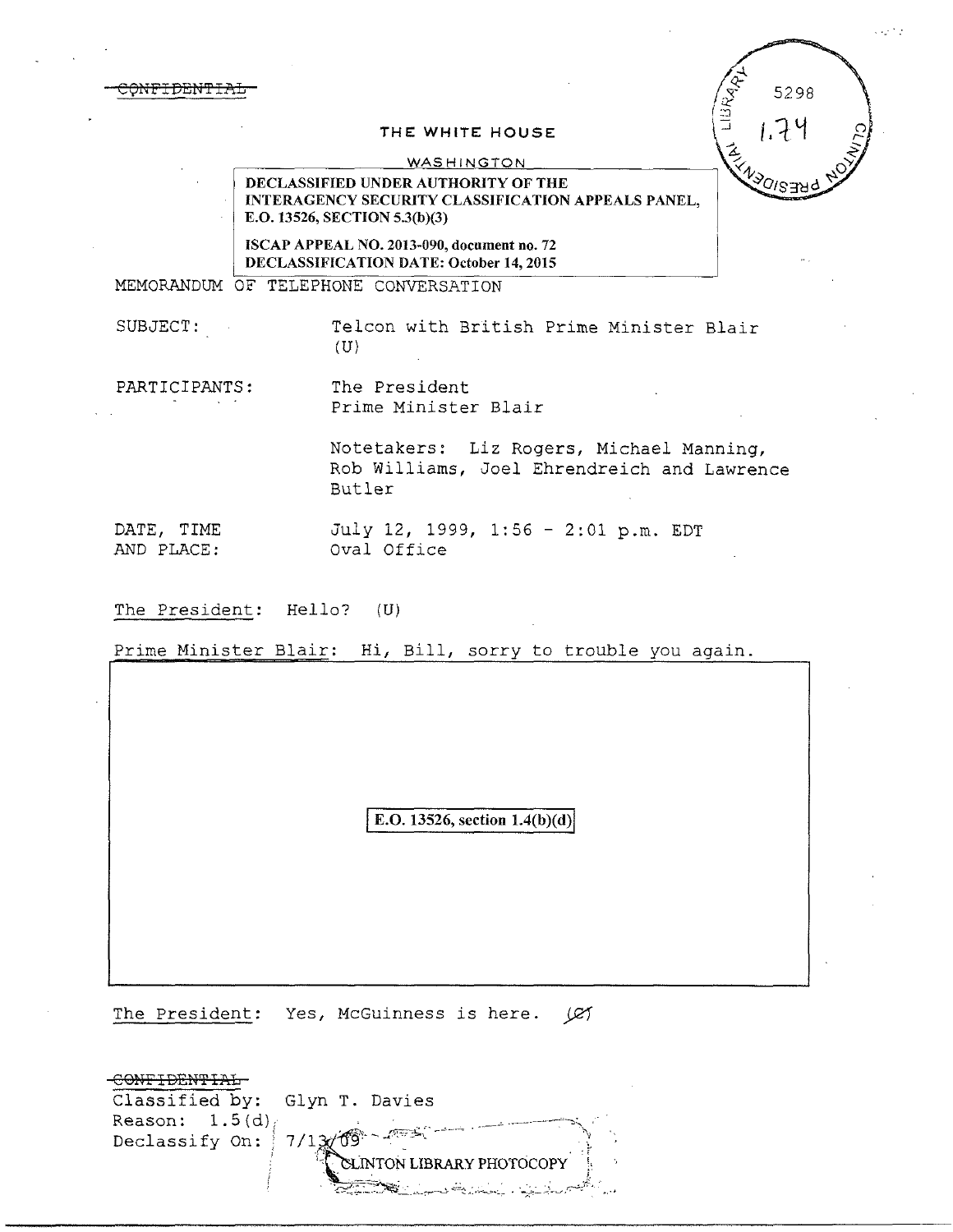~~CONFIDENTIAL~~

THE WHITE HOUSE

WASHINGTON

DECLASSIFIED UNDER AUTHORITY OF THE INTERAGENCY SECURITY CLASSIFICATION APPEALS PANEL, E.O. 13526, SECTION 5.3(b)(3)

ISCAP APPEAL NO. 2013-090, document no. 72
DECLASSIFICATION DATE: October 14, 2015

CLINTON PRESIDENTIAL LIBRARY 5298 1.74

MEMORANDUM OF TELEPHONE CONVERSATION

SUBJECT: Telcon with British Prime Minister Blair (U)

PARTICIPANTS: The President
Prime Minister Blair

Notetakers: Liz Rogers, Michael Manning, Rob Williams, Joel Ehrendreich and Lawrence Butler

DATE, TIME AND PLACE: July 12, 1999, 1:56 - 2:01 p.m. EDT
Oval Office

The President: Hello? (U)

Prime Minister Blair: Hi, Bill, sorry to trouble you again.

E.O. 13526, section 1.4(b)(d)

The President: Yes, McGuinness is here. (C)

~~CONFIDENTIAL~~
Classified by: Glyn T. Davies
Reason: 1.5(d)
Declassify On: 7/13/09

CLINTON LIBRARY PHOTOCOPY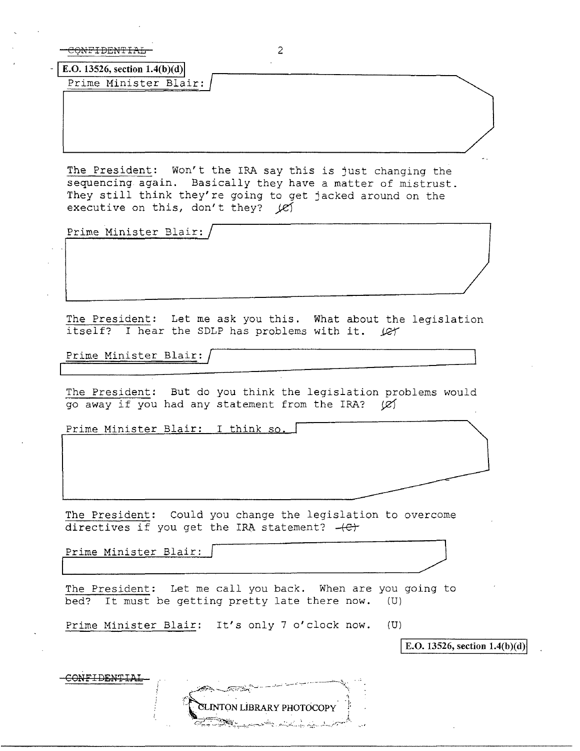CONFIDENTIAL

E.O. 13526, section 1.4(b)(d)

Prime Minister Blair:

The President: Won't the IRA say this is just changing the sequencing again. Basically they have a matter of mistrust. They still think they're going to get jacked around on the executive on this, don't they? (C)

Prime Minister Blair:

The President: Let me ask you this. What about the legislation itself? I hear the SDLP has problems with it. (C)

Prime Minister Blair:

The President: But do you think the legislation problems would go away if you had any statement from the IRA? (C)

Prime Minister Blair: I think so.

The President: Could you change the legislation to overcome directives if you get the IRA statement? (C)

Prime Minister Blair:

The President: Let me call you back. When are you going to bed? It must be getting pretty late there now. (U)

Prime Minister Blair: It's only 7 o'clock now. (U)

E.O. 13526, section 1.4(b)(d)

CONFIDENTIAL

CLINTON LIBRARY PHOTOCOPY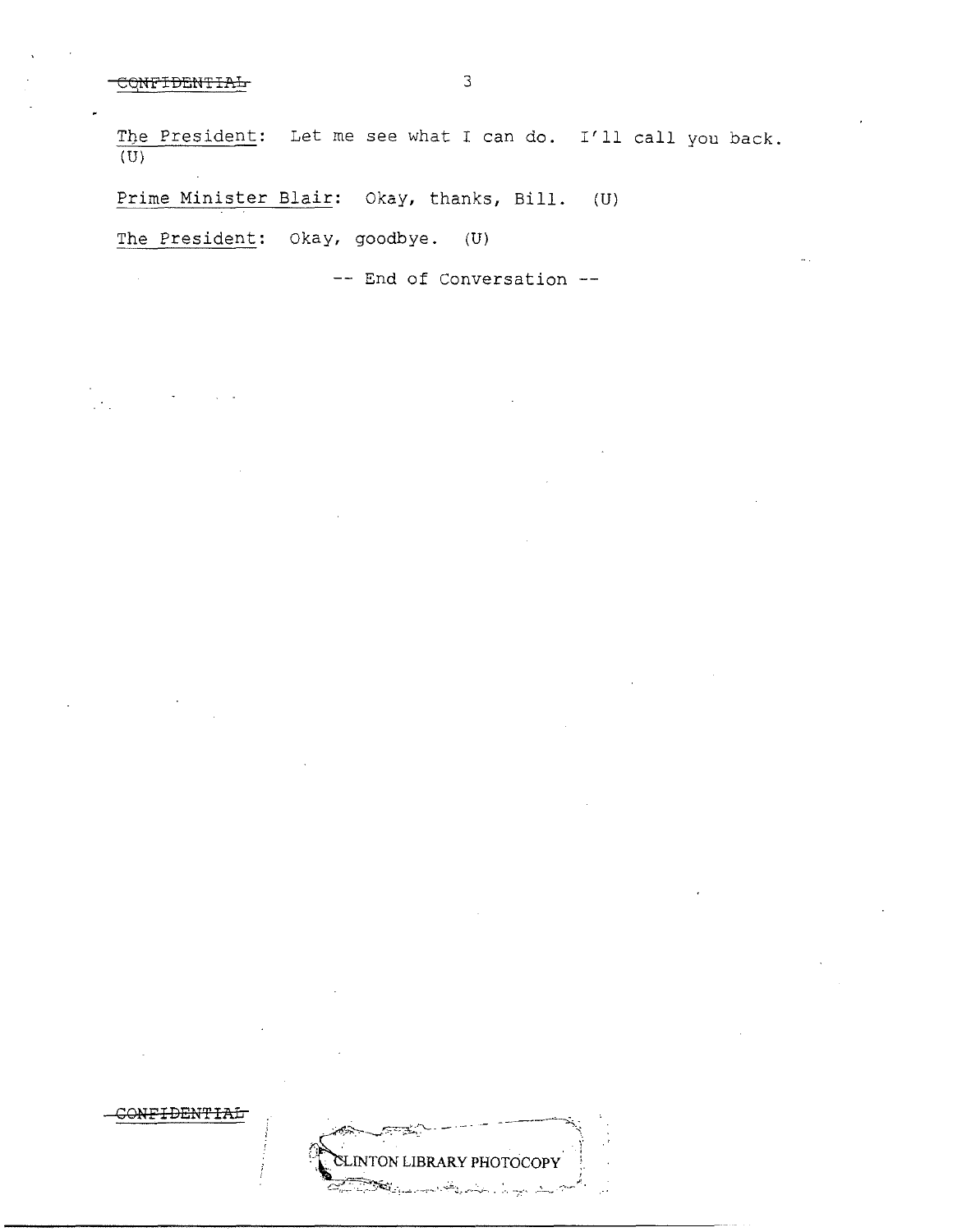The President: Let me see what I can do. I'll call you back. (U)

Prime Minister Blair: Okay, thanks, Bill. (U)

The President: Okay, goodbye. (U)

-- End of Conversation --